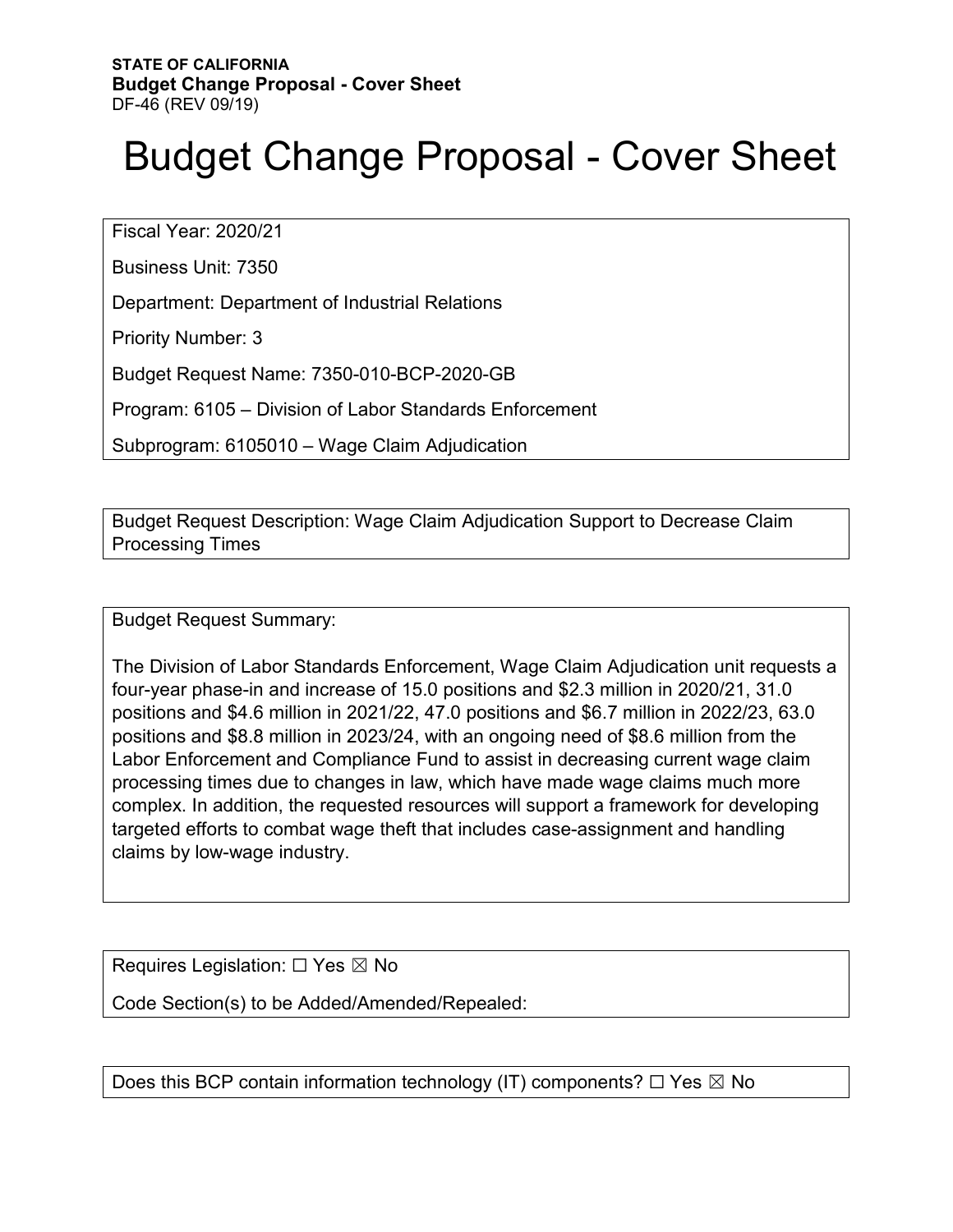**STATE OF CALIFORNIA**
**Budget Change Proposal - Cover Sheet**
DF-46 (REV 09/19)

# Budget Change Proposal - Cover Sheet

Fiscal Year: 2020/21

Business Unit: 7350

Department: Department of Industrial Relations

Priority Number: 3

Budget Request Name: 7350-010-BCP-2020-GB

Program: 6105 – Division of Labor Standards Enforcement

Subprogram: 6105010 – Wage Claim Adjudication

Budget Request Description: Wage Claim Adjudication Support to Decrease Claim Processing Times

Budget Request Summary:

The Division of Labor Standards Enforcement, Wage Claim Adjudication unit requests a four-year phase-in and increase of 15.0 positions and $2.3 million in 2020/21, 31.0 positions and $4.6 million in 2021/22, 47.0 positions and $6.7 million in 2022/23, 63.0 positions and $8.8 million in 2023/24, with an ongoing need of $8.6 million from the Labor Enforcement and Compliance Fund to assist in decreasing current wage claim processing times due to changes in law, which have made wage claims much more complex. In addition, the requested resources will support a framework for developing targeted efforts to combat wage theft that includes case-assignment and handling claims by low-wage industry.

Requires Legislation: ☐ Yes ☒ No

Code Section(s) to be Added/Amended/Repealed:

Does this BCP contain information technology (IT) components? ☐ Yes ☒ No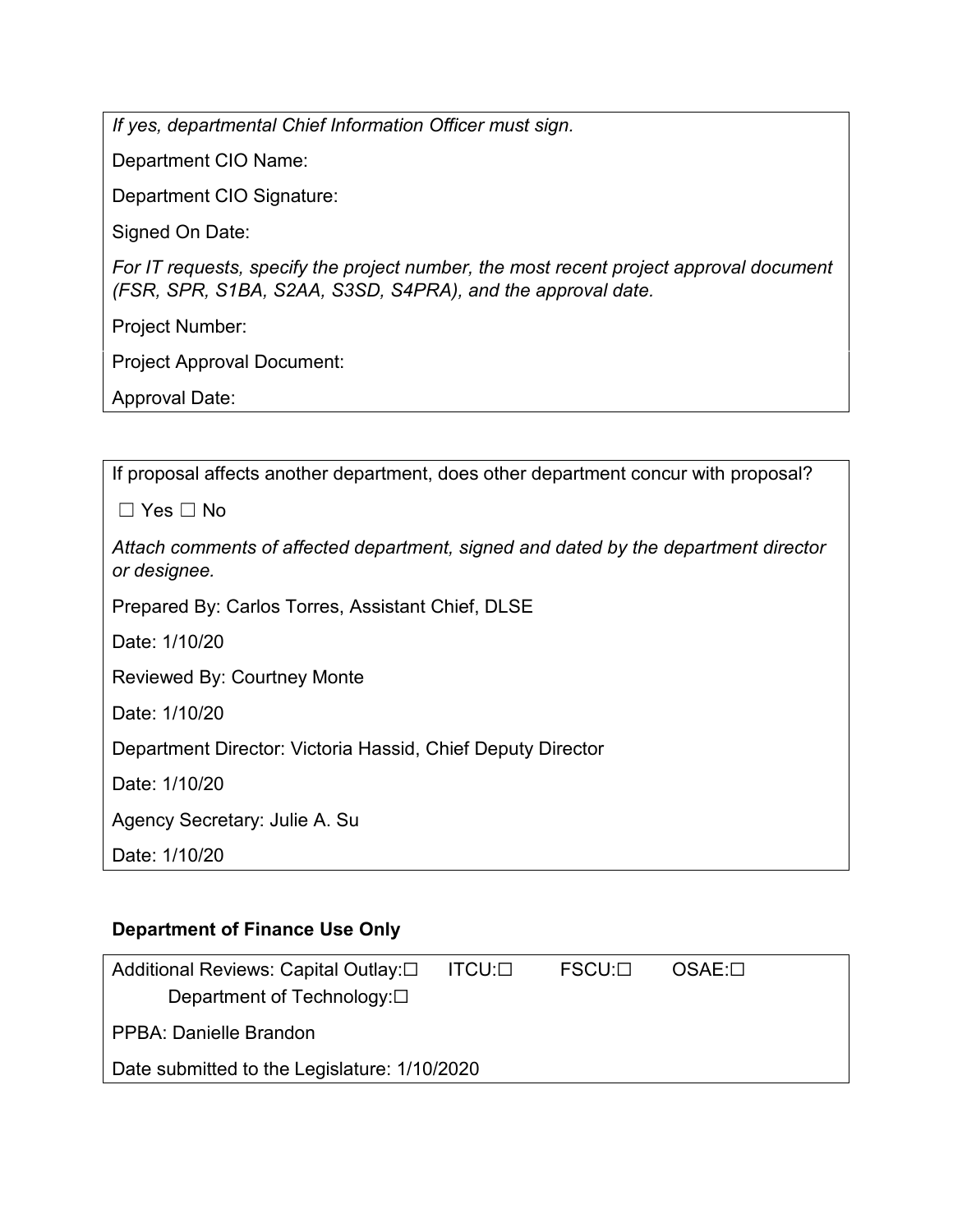*If yes, departmental Chief Information Officer must sign.*

Department CIO Name:

Department CIO Signature:

Signed On Date:

*For IT requests, specify the project number, the most recent project approval document (FSR, SPR, S1BA, S2AA, S3SD, S4PRA), and the approval date.*

Project Number:

Project Approval Document:

Approval Date:

If proposal affects another department, does other department concur with proposal?

☐ Yes ☐ No

*Attach comments of affected department, signed and dated by the department director or designee.*

Prepared By: Carlos Torres, Assistant Chief, DLSE

Date: 1/10/20

Reviewed By: Courtney Monte

Date: 1/10/20

Department Director: Victoria Hassid, Chief Deputy Director

Date: 1/10/20

Agency Secretary: Julie A. Su

Date: 1/10/20

**Department of Finance Use Only**

Additional Reviews: Capital Outlay:☐ ITCU:☐ FSCU:☐ OSAE:☐ Department of Technology:☐

PPBA: Danielle Brandon

Date submitted to the Legislature: 1/10/2020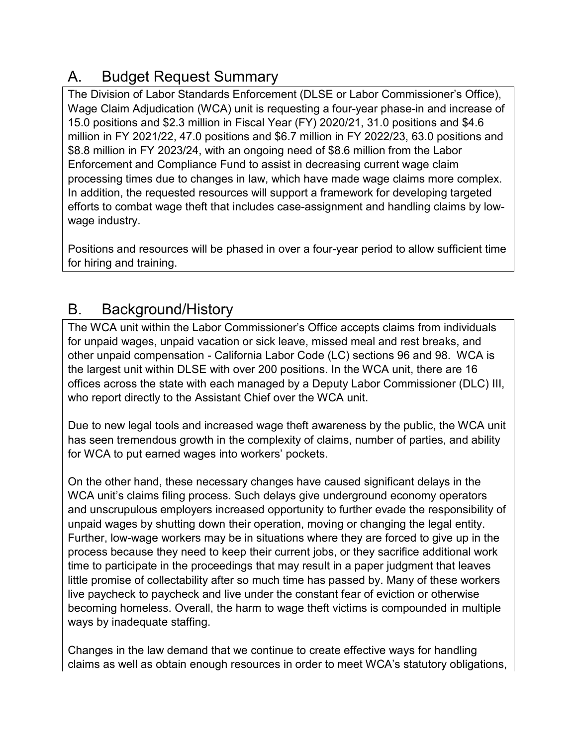## A. Budget Request Summary

The Division of Labor Standards Enforcement (DLSE or Labor Commissioner's Office), Wage Claim Adjudication (WCA) unit is requesting a four-year phase-in and increase of 15.0 positions and $2.3 million in Fiscal Year (FY) 2020/21, 31.0 positions and $4.6 million in FY 2021/22, 47.0 positions and $6.7 million in FY 2022/23, 63.0 positions and $8.8 million in FY 2023/24, with an ongoing need of $8.6 million from the Labor Enforcement and Compliance Fund to assist in decreasing current wage claim processing times due to changes in law, which have made wage claims more complex. In addition, the requested resources will support a framework for developing targeted efforts to combat wage theft that includes case-assignment and handling claims by low-wage industry.

Positions and resources will be phased in over a four-year period to allow sufficient time for hiring and training.

## B. Background/History

The WCA unit within the Labor Commissioner's Office accepts claims from individuals for unpaid wages, unpaid vacation or sick leave, missed meal and rest breaks, and other unpaid compensation - California Labor Code (LC) sections 96 and 98. WCA is the largest unit within DLSE with over 200 positions. In the WCA unit, there are 16 offices across the state with each managed by a Deputy Labor Commissioner (DLC) III, who report directly to the Assistant Chief over the WCA unit.

Due to new legal tools and increased wage theft awareness by the public, the WCA unit has seen tremendous growth in the complexity of claims, number of parties, and ability for WCA to put earned wages into workers' pockets.

On the other hand, these necessary changes have caused significant delays in the WCA unit's claims filing process. Such delays give underground economy operators and unscrupulous employers increased opportunity to further evade the responsibility of unpaid wages by shutting down their operation, moving or changing the legal entity. Further, low-wage workers may be in situations where they are forced to give up in the process because they need to keep their current jobs, or they sacrifice additional work time to participate in the proceedings that may result in a paper judgment that leaves little promise of collectability after so much time has passed by. Many of these workers live paycheck to paycheck and live under the constant fear of eviction or otherwise becoming homeless. Overall, the harm to wage theft victims is compounded in multiple ways by inadequate staffing.

Changes in the law demand that we continue to create effective ways for handling claims as well as obtain enough resources in order to meet WCA's statutory obligations,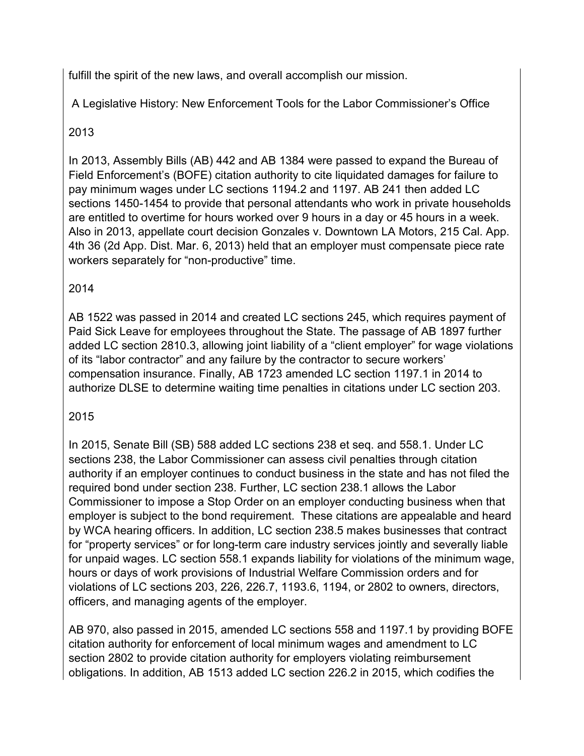fulfill the spirit of the new laws, and overall accomplish our mission.

## A Legislative History: New Enforcement Tools for the Labor Commissioner's Office

### 2013

In 2013, Assembly Bills (AB) 442 and AB 1384 were passed to expand the Bureau of Field Enforcement's (BOFE) citation authority to cite liquidated damages for failure to pay minimum wages under LC sections 1194.2 and 1197. AB 241 then added LC sections 1450-1454 to provide that personal attendants who work in private households are entitled to overtime for hours worked over 9 hours in a day or 45 hours in a week. Also in 2013, appellate court decision Gonzales v. Downtown LA Motors, 215 Cal. App. 4th 36 (2d App. Dist. Mar. 6, 2013) held that an employer must compensate piece rate workers separately for "non-productive" time.

### 2014

AB 1522 was passed in 2014 and created LC sections 245, which requires payment of Paid Sick Leave for employees throughout the State. The passage of AB 1897 further added LC section 2810.3, allowing joint liability of a "client employer" for wage violations of its "labor contractor" and any failure by the contractor to secure workers' compensation insurance. Finally, AB 1723 amended LC section 1197.1 in 2014 to authorize DLSE to determine waiting time penalties in citations under LC section 203.

### 2015

In 2015, Senate Bill (SB) 588 added LC sections 238 et seq. and 558.1. Under LC sections 238, the Labor Commissioner can assess civil penalties through citation authority if an employer continues to conduct business in the state and has not filed the required bond under section 238. Further, LC section 238.1 allows the Labor Commissioner to impose a Stop Order on an employer conducting business when that employer is subject to the bond requirement. These citations are appealable and heard by WCA hearing officers. In addition, LC section 238.5 makes businesses that contract for "property services" or for long-term care industry services jointly and severally liable for unpaid wages. LC section 558.1 expands liability for violations of the minimum wage, hours or days of work provisions of Industrial Welfare Commission orders and for violations of LC sections 203, 226, 226.7, 1193.6, 1194, or 2802 to owners, directors, officers, and managing agents of the employer.

AB 970, also passed in 2015, amended LC sections 558 and 1197.1 by providing BOFE citation authority for enforcement of local minimum wages and amendment to LC section 2802 to provide citation authority for employers violating reimbursement obligations. In addition, AB 1513 added LC section 226.2 in 2015, which codifies the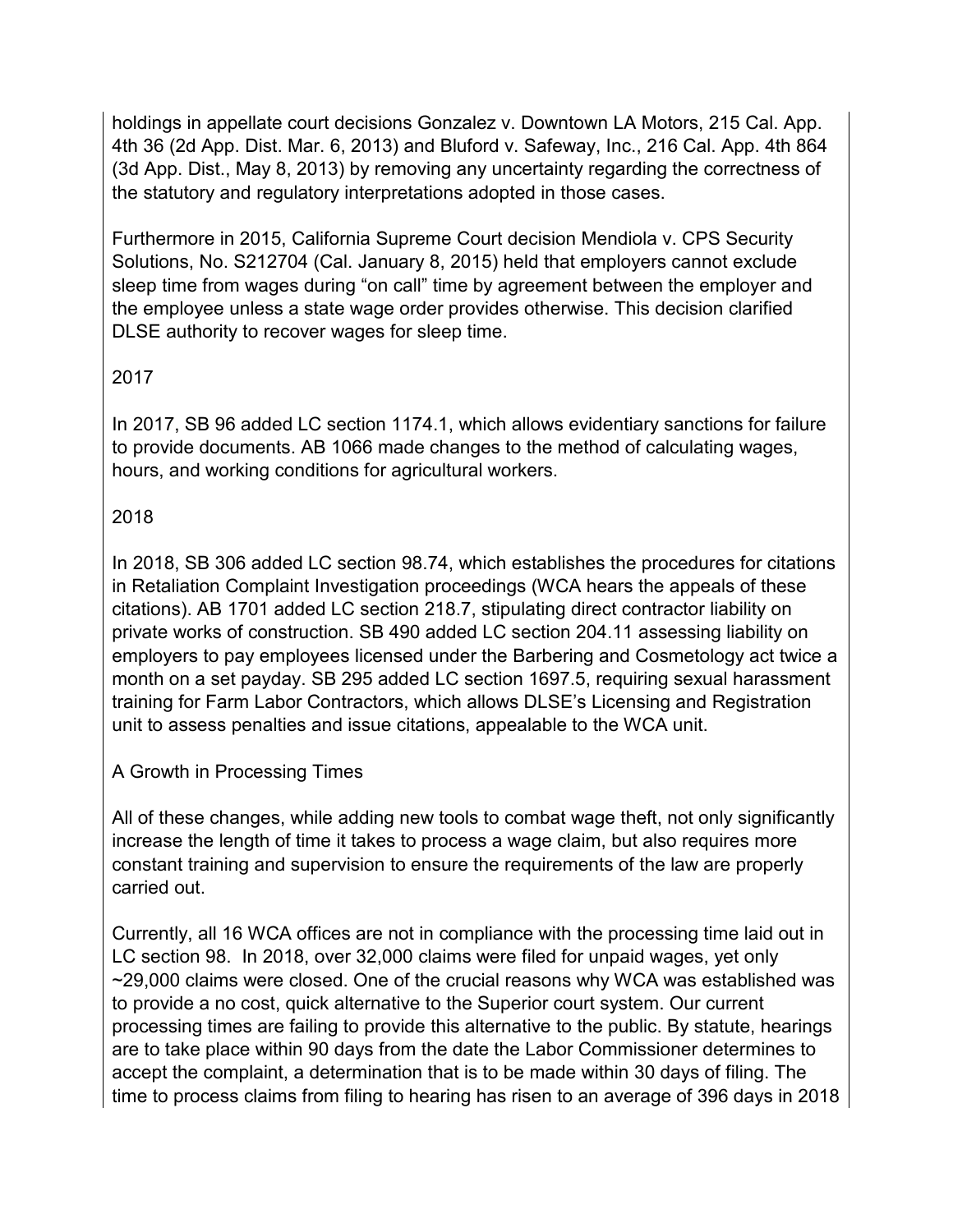holdings in appellate court decisions Gonzalez v. Downtown LA Motors, 215 Cal. App. 4th 36 (2d App. Dist. Mar. 6, 2013) and Bluford v. Safeway, Inc., 216 Cal. App. 4th 864 (3d App. Dist., May 8, 2013) by removing any uncertainty regarding the correctness of the statutory and regulatory interpretations adopted in those cases.

Furthermore in 2015, California Supreme Court decision Mendiola v. CPS Security Solutions, No. S212704 (Cal. January 8, 2015) held that employers cannot exclude sleep time from wages during "on call" time by agreement between the employer and the employee unless a state wage order provides otherwise. This decision clarified DLSE authority to recover wages for sleep time.

2017

In 2017, SB 96 added LC section 1174.1, which allows evidentiary sanctions for failure to provide documents. AB 1066 made changes to the method of calculating wages, hours, and working conditions for agricultural workers.

2018

In 2018, SB 306 added LC section 98.74, which establishes the procedures for citations in Retaliation Complaint Investigation proceedings (WCA hears the appeals of these citations). AB 1701 added LC section 218.7, stipulating direct contractor liability on private works of construction. SB 490 added LC section 204.11 assessing liability on employers to pay employees licensed under the Barbering and Cosmetology act twice a month on a set payday. SB 295 added LC section 1697.5, requiring sexual harassment training for Farm Labor Contractors, which allows DLSE's Licensing and Registration unit to assess penalties and issue citations, appealable to the WCA unit.

A Growth in Processing Times

All of these changes, while adding new tools to combat wage theft, not only significantly increase the length of time it takes to process a wage claim, but also requires more constant training and supervision to ensure the requirements of the law are properly carried out.

Currently, all 16 WCA offices are not in compliance with the processing time laid out in LC section 98. In 2018, over 32,000 claims were filed for unpaid wages, yet only ~29,000 claims were closed. One of the crucial reasons why WCA was established was to provide a no cost, quick alternative to the Superior court system. Our current processing times are failing to provide this alternative to the public. By statute, hearings are to take place within 90 days from the date the Labor Commissioner determines to accept the complaint, a determination that is to be made within 30 days of filing. The time to process claims from filing to hearing has risen to an average of 396 days in 2018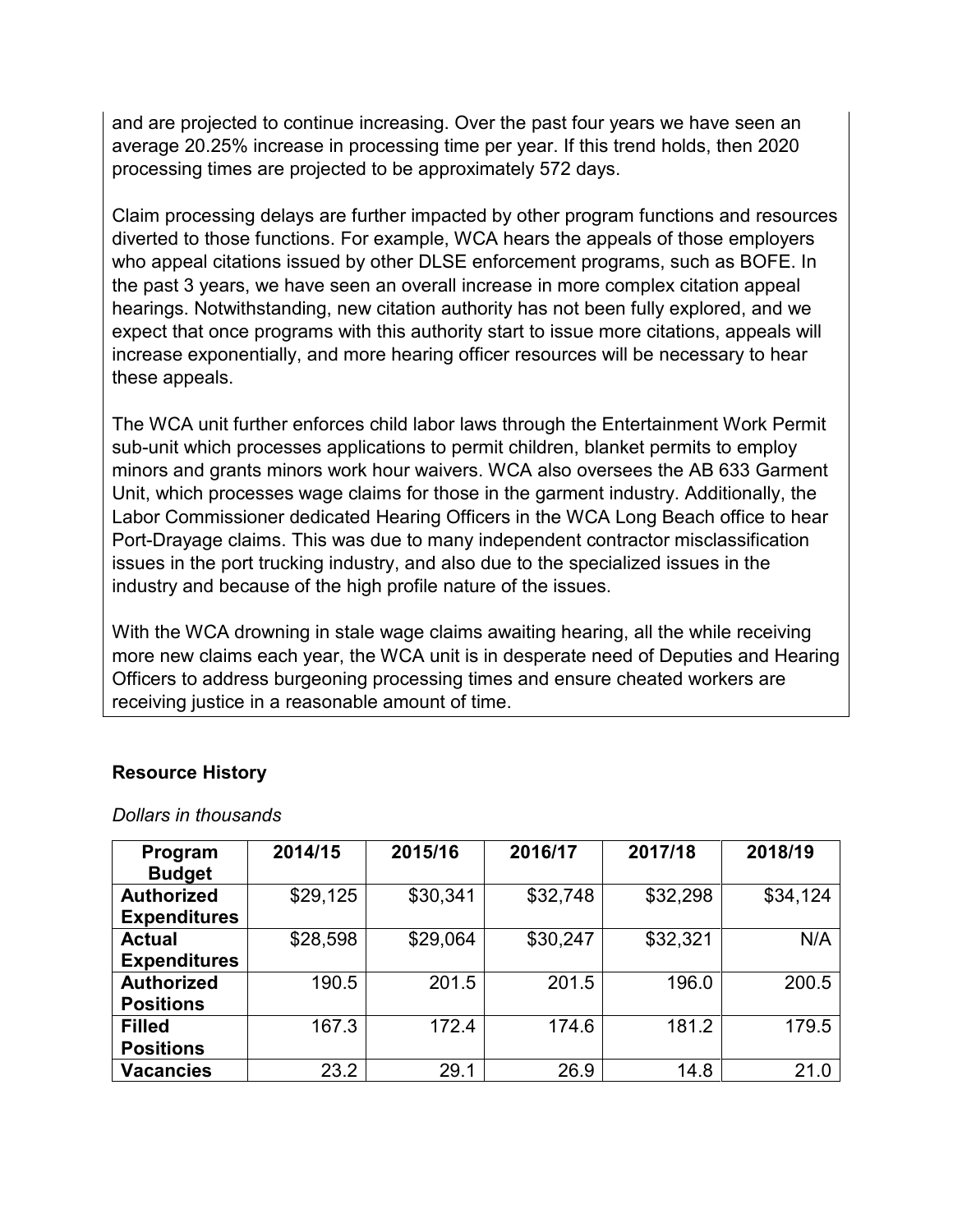and are projected to continue increasing. Over the past four years we have seen an average 20.25% increase in processing time per year. If this trend holds, then 2020 processing times are projected to be approximately 572 days.

Claim processing delays are further impacted by other program functions and resources diverted to those functions. For example, WCA hears the appeals of those employers who appeal citations issued by other DLSE enforcement programs, such as BOFE. In the past 3 years, we have seen an overall increase in more complex citation appeal hearings. Notwithstanding, new citation authority has not been fully explored, and we expect that once programs with this authority start to issue more citations, appeals will increase exponentially, and more hearing officer resources will be necessary to hear these appeals.

The WCA unit further enforces child labor laws through the Entertainment Work Permit sub-unit which processes applications to permit children, blanket permits to employ minors and grants minors work hour waivers. WCA also oversees the AB 633 Garment Unit, which processes wage claims for those in the garment industry. Additionally, the Labor Commissioner dedicated Hearing Officers in the WCA Long Beach office to hear Port-Drayage claims. This was due to many independent contractor misclassification issues in the port trucking industry, and also due to the specialized issues in the industry and because of the high profile nature of the issues.

With the WCA drowning in stale wage claims awaiting hearing, all the while receiving more new claims each year, the WCA unit is in desperate need of Deputies and Hearing Officers to address burgeoning processing times and ensure cheated workers are receiving justice in a reasonable amount of time.

**Resource History**

*Dollars in thousands*

| Program Budget | 2014/15 | 2015/16 | 2016/17 | 2017/18 | 2018/19 |
|---|---|---|---|---|---|
| **Authorized Expenditures** | $29,125 | $30,341 | $32,748 | $32,298 | $34,124 |
| **Actual Expenditures** | $28,598 | $29,064 | $30,247 | $32,321 | N/A |
| **Authorized Positions** | 190.5 | 201.5 | 201.5 | 196.0 | 200.5 |
| **Filled Positions** | 167.3 | 172.4 | 174.6 | 181.2 | 179.5 |
| **Vacancies** | 23.2 | 29.1 | 26.9 | 14.8 | 21.0 |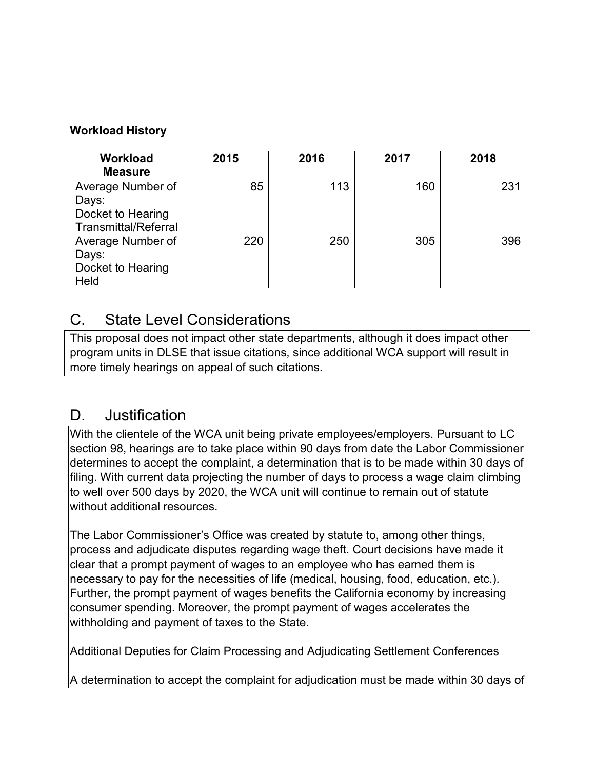**Workload History**

| Workload Measure | 2015 | 2016 | 2017 | 2018 |
|---|---|---|---|---|
| Average Number of Days: Docket to Hearing Transmittal/Referral | 85 | 113 | 160 | 231 |
| Average Number of Days: Docket to Hearing Held | 220 | 250 | 305 | 396 |

## C. State Level Considerations

This proposal does not impact other state departments, although it does impact other program units in DLSE that issue citations, since additional WCA support will result in more timely hearings on appeal of such citations.

## D. Justification

With the clientele of the WCA unit being private employees/employers. Pursuant to LC section 98, hearings are to take place within 90 days from date the Labor Commissioner determines to accept the complaint, a determination that is to be made within 30 days of filing. With current data projecting the number of days to process a wage claim climbing to well over 500 days by 2020, the WCA unit will continue to remain out of statute without additional resources.

The Labor Commissioner's Office was created by statute to, among other things, process and adjudicate disputes regarding wage theft. Court decisions have made it clear that a prompt payment of wages to an employee who has earned them is necessary to pay for the necessities of life (medical, housing, food, education, etc.). Further, the prompt payment of wages benefits the California economy by increasing consumer spending. Moreover, the prompt payment of wages accelerates the withholding and payment of taxes to the State.

Additional Deputies for Claim Processing and Adjudicating Settlement Conferences

A determination to accept the complaint for adjudication must be made within 30 days of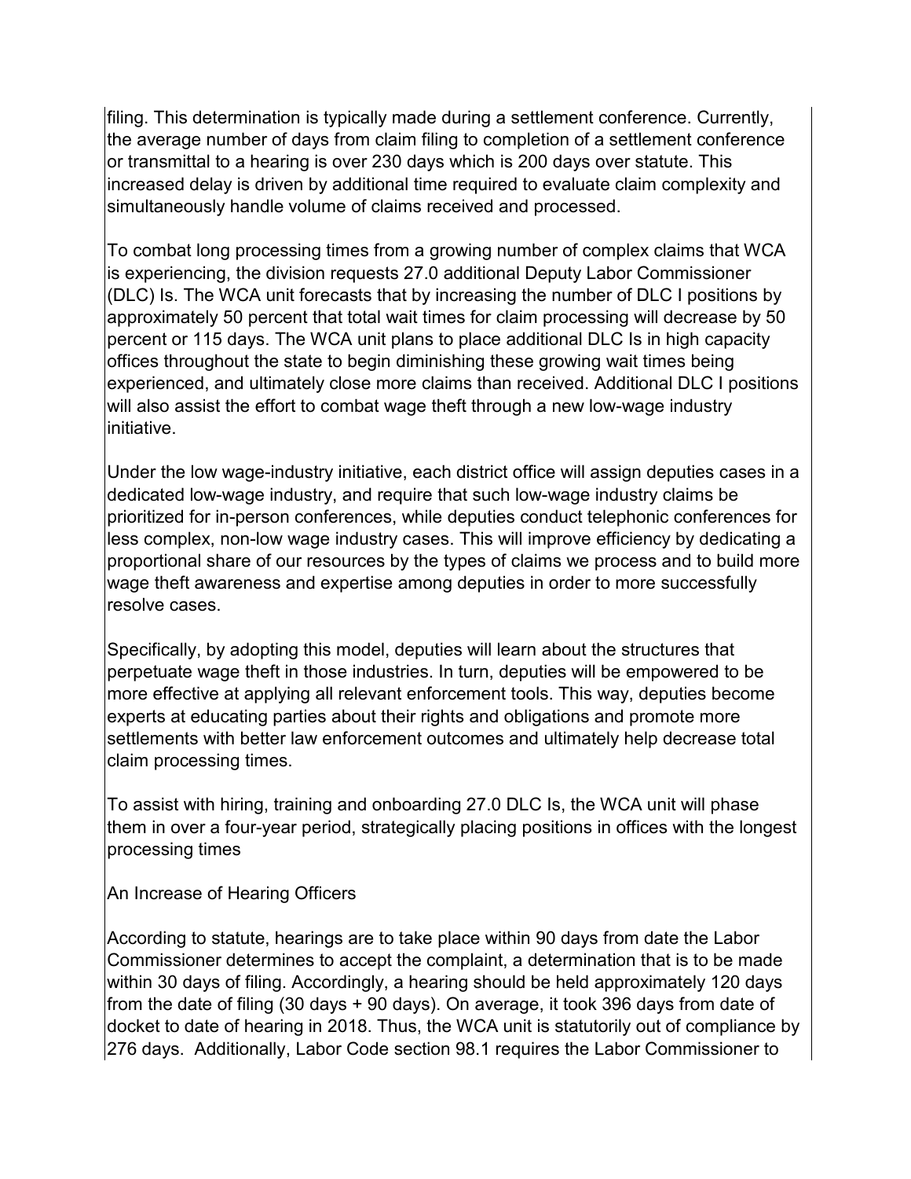filing. This determination is typically made during a settlement conference. Currently, the average number of days from claim filing to completion of a settlement conference or transmittal to a hearing is over 230 days which is 200 days over statute. This increased delay is driven by additional time required to evaluate claim complexity and simultaneously handle volume of claims received and processed.

To combat long processing times from a growing number of complex claims that WCA is experiencing, the division requests 27.0 additional Deputy Labor Commissioner (DLC) Is. The WCA unit forecasts that by increasing the number of DLC I positions by approximately 50 percent that total wait times for claim processing will decrease by 50 percent or 115 days. The WCA unit plans to place additional DLC Is in high capacity offices throughout the state to begin diminishing these growing wait times being experienced, and ultimately close more claims than received. Additional DLC I positions will also assist the effort to combat wage theft through a new low-wage industry initiative.

Under the low wage-industry initiative, each district office will assign deputies cases in a dedicated low-wage industry, and require that such low-wage industry claims be prioritized for in-person conferences, while deputies conduct telephonic conferences for less complex, non-low wage industry cases. This will improve efficiency by dedicating a proportional share of our resources by the types of claims we process and to build more wage theft awareness and expertise among deputies in order to more successfully resolve cases.

Specifically, by adopting this model, deputies will learn about the structures that perpetuate wage theft in those industries. In turn, deputies will be empowered to be more effective at applying all relevant enforcement tools. This way, deputies become experts at educating parties about their rights and obligations and promote more settlements with better law enforcement outcomes and ultimately help decrease total claim processing times.

To assist with hiring, training and onboarding 27.0 DLC Is, the WCA unit will phase them in over a four-year period, strategically placing positions in offices with the longest processing times

An Increase of Hearing Officers

According to statute, hearings are to take place within 90 days from date the Labor Commissioner determines to accept the complaint, a determination that is to be made within 30 days of filing. Accordingly, a hearing should be held approximately 120 days from the date of filing (30 days + 90 days). On average, it took 396 days from date of docket to date of hearing in 2018. Thus, the WCA unit is statutorily out of compliance by 276 days. Additionally, Labor Code section 98.1 requires the Labor Commissioner to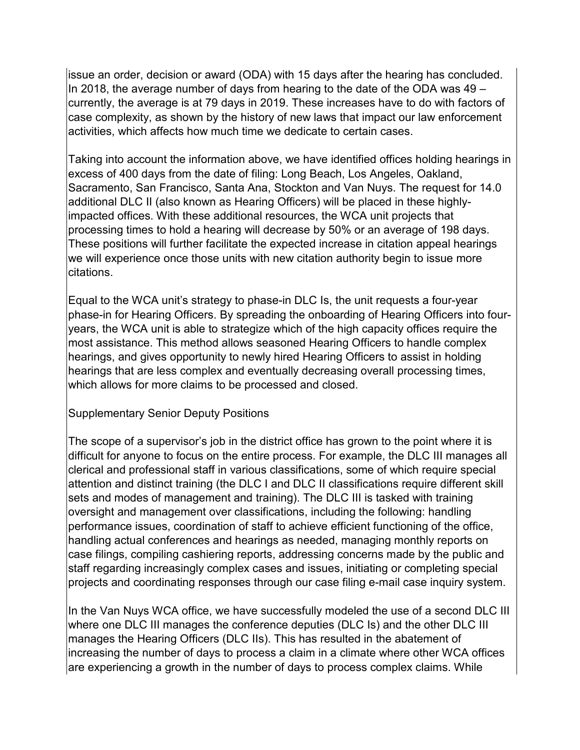issue an order, decision or award (ODA) with 15 days after the hearing has concluded. In 2018, the average number of days from hearing to the date of the ODA was 49 – currently, the average is at 79 days in 2019. These increases have to do with factors of case complexity, as shown by the history of new laws that impact our law enforcement activities, which affects how much time we dedicate to certain cases.

Taking into account the information above, we have identified offices holding hearings in excess of 400 days from the date of filing: Long Beach, Los Angeles, Oakland, Sacramento, San Francisco, Santa Ana, Stockton and Van Nuys. The request for 14.0 additional DLC II (also known as Hearing Officers) will be placed in these highly-impacted offices. With these additional resources, the WCA unit projects that processing times to hold a hearing will decrease by 50% or an average of 198 days. These positions will further facilitate the expected increase in citation appeal hearings we will experience once those units with new citation authority begin to issue more citations.

Equal to the WCA unit's strategy to phase-in DLC Is, the unit requests a four-year phase-in for Hearing Officers. By spreading the onboarding of Hearing Officers into four-years, the WCA unit is able to strategize which of the high capacity offices require the most assistance. This method allows seasoned Hearing Officers to handle complex hearings, and gives opportunity to newly hired Hearing Officers to assist in holding hearings that are less complex and eventually decreasing overall processing times, which allows for more claims to be processed and closed.

Supplementary Senior Deputy Positions

The scope of a supervisor's job in the district office has grown to the point where it is difficult for anyone to focus on the entire process. For example, the DLC III manages all clerical and professional staff in various classifications, some of which require special attention and distinct training (the DLC I and DLC II classifications require different skill sets and modes of management and training). The DLC III is tasked with training oversight and management over classifications, including the following: handling performance issues, coordination of staff to achieve efficient functioning of the office, handling actual conferences and hearings as needed, managing monthly reports on case filings, compiling cashiering reports, addressing concerns made by the public and staff regarding increasingly complex cases and issues, initiating or completing special projects and coordinating responses through our case filing e-mail case inquiry system.

In the Van Nuys WCA office, we have successfully modeled the use of a second DLC III where one DLC III manages the conference deputies (DLC Is) and the other DLC III manages the Hearing Officers (DLC IIs). This has resulted in the abatement of increasing the number of days to process a claim in a climate where other WCA offices are experiencing a growth in the number of days to process complex claims. While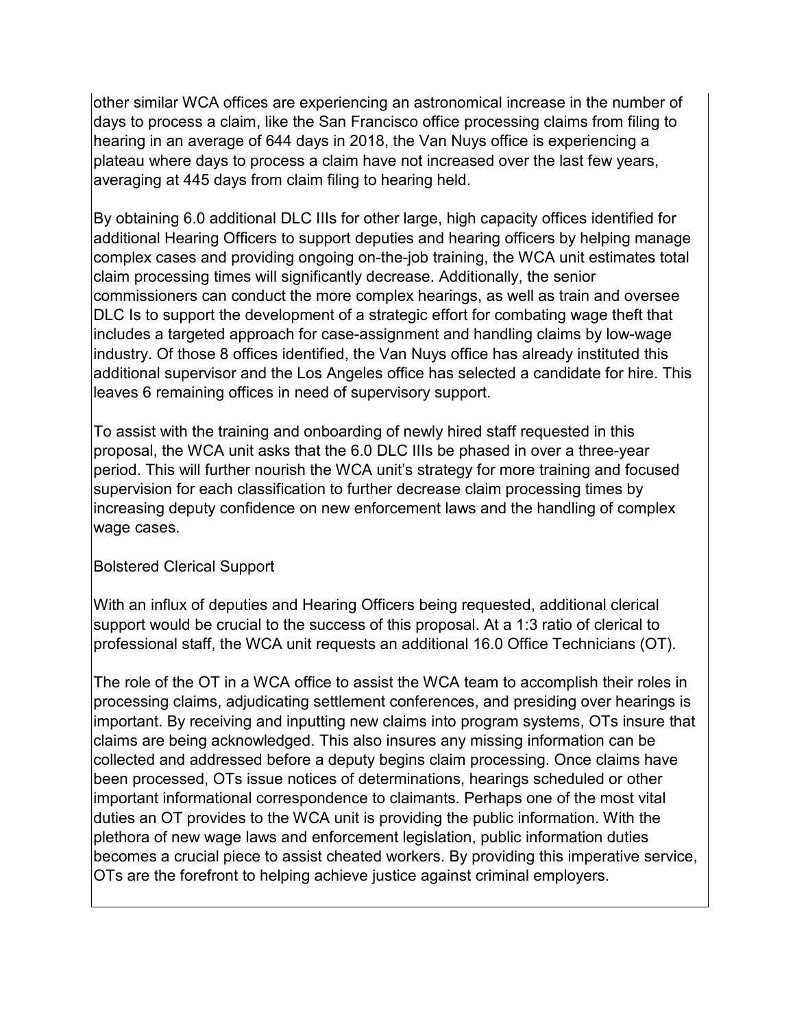other similar WCA offices are experiencing an astronomical increase in the number of days to process a claim, like the San Francisco office processing claims from filing to hearing in an average of 644 days in 2018, the Van Nuys office is experiencing a plateau where days to process a claim have not increased over the last few years, averaging at 445 days from claim filing to hearing held.

By obtaining 6.0 additional DLC IIIs for other large, high capacity offices identified for additional Hearing Officers to support deputies and hearing officers by helping manage complex cases and providing ongoing on-the-job training, the WCA unit estimates total claim processing times will significantly decrease. Additionally, the senior commissioners can conduct the more complex hearings, as well as train and oversee DLC Is to support the development of a strategic effort for combating wage theft that includes a targeted approach for case-assignment and handling claims by low-wage industry. Of those 8 offices identified, the Van Nuys office has already instituted this additional supervisor and the Los Angeles office has selected a candidate for hire. This leaves 6 remaining offices in need of supervisory support.

To assist with the training and onboarding of newly hired staff requested in this proposal, the WCA unit asks that the 6.0 DLC IIIs be phased in over a three-year period. This will further nourish the WCA unit's strategy for more training and focused supervision for each classification to further decrease claim processing times by increasing deputy confidence on new enforcement laws and the handling of complex wage cases.

Bolstered Clerical Support

With an influx of deputies and Hearing Officers being requested, additional clerical support would be crucial to the success of this proposal. At a 1:3 ratio of clerical to professional staff, the WCA unit requests an additional 16.0 Office Technicians (OT).

The role of the OT in a WCA office to assist the WCA team to accomplish their roles in processing claims, adjudicating settlement conferences, and presiding over hearings is important. By receiving and inputting new claims into program systems, OTs insure that claims are being acknowledged. This also insures any missing information can be collected and addressed before a deputy begins claim processing. Once claims have been processed, OTs issue notices of determinations, hearings scheduled or other important informational correspondence to claimants. Perhaps one of the most vital duties an OT provides to the WCA unit is providing the public information. With the plethora of new wage laws and enforcement legislation, public information duties becomes a crucial piece to assist cheated workers. By providing this imperative service, OTs are the forefront to helping achieve justice against criminal employers.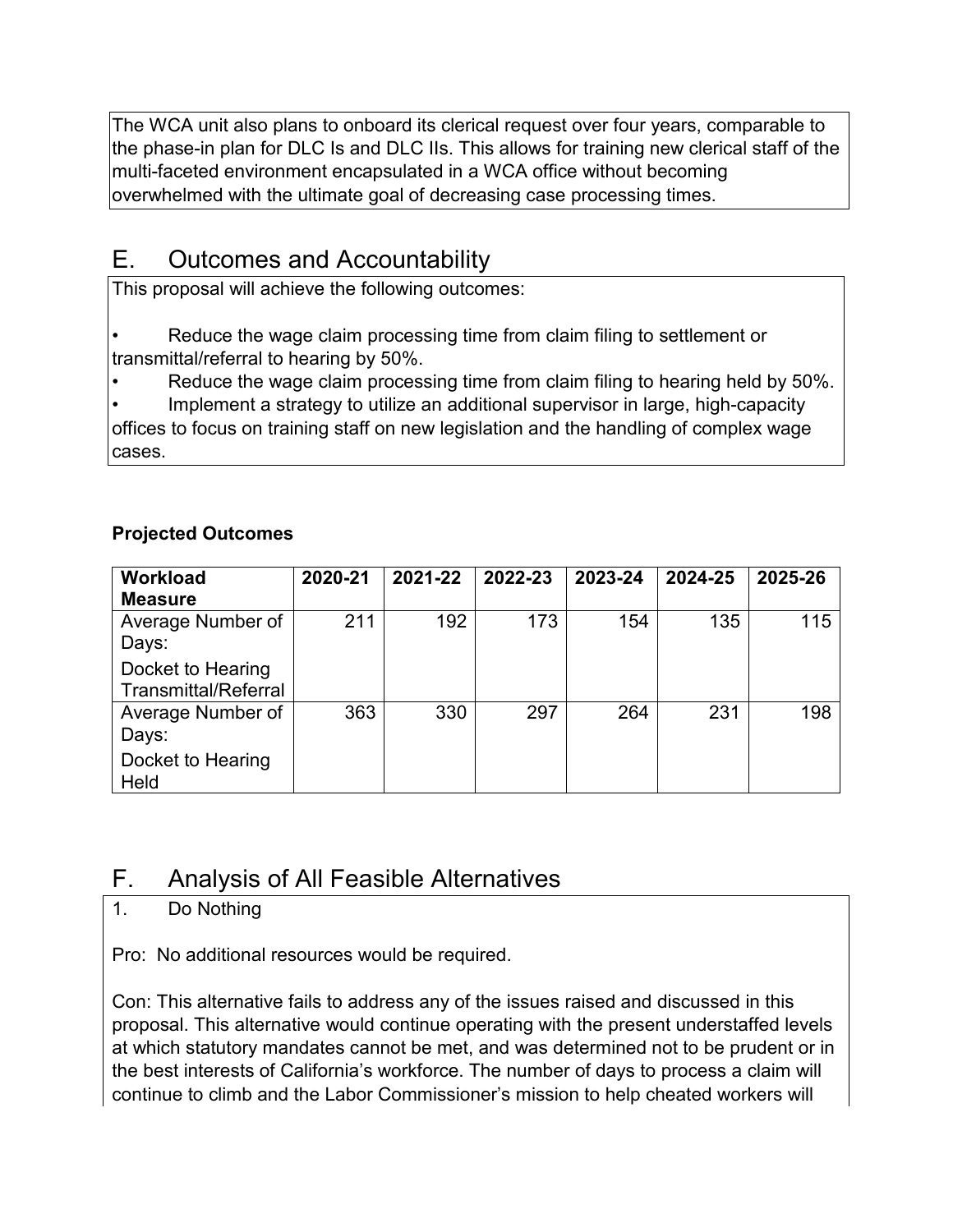The WCA unit also plans to onboard its clerical request over four years, comparable to the phase-in plan for DLC Is and DLC IIs. This allows for training new clerical staff of the multi-faceted environment encapsulated in a WCA office without becoming overwhelmed with the ultimate goal of decreasing case processing times.

## E. Outcomes and Accountability

This proposal will achieve the following outcomes:

- Reduce the wage claim processing time from claim filing to settlement or transmittal/referral to hearing by 50%.
- Reduce the wage claim processing time from claim filing to hearing held by 50%.
- Implement a strategy to utilize an additional supervisor in large, high-capacity offices to focus on training staff on new legislation and the handling of complex wage cases.

**Projected Outcomes**

| Workload Measure | 2020-21 | 2021-22 | 2022-23 | 2023-24 | 2024-25 | 2025-26 |
|---|---|---|---|---|---|---|
| Average Number of Days: Docket to Hearing Transmittal/Referral | 211 | 192 | 173 | 154 | 135 | 115 |
| Average Number of Days: Docket to Hearing Held | 363 | 330 | 297 | 264 | 231 | 198 |

## F. Analysis of All Feasible Alternatives

1. Do Nothing

Pro: No additional resources would be required.

Con: This alternative fails to address any of the issues raised and discussed in this proposal. This alternative would continue operating with the present understaffed levels at which statutory mandates cannot be met, and was determined not to be prudent or in the best interests of California's workforce. The number of days to process a claim will continue to climb and the Labor Commissioner's mission to help cheated workers will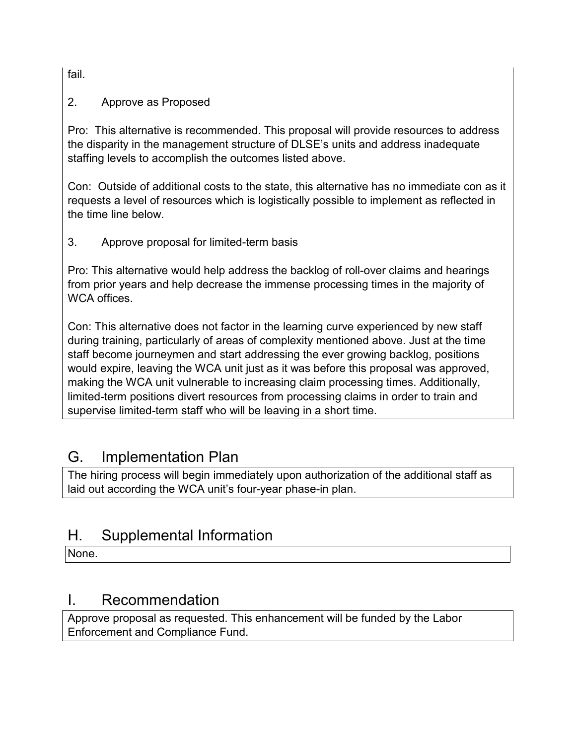fail.

2. Approve as Proposed

Pro: This alternative is recommended. This proposal will provide resources to address the disparity in the management structure of DLSE's units and address inadequate staffing levels to accomplish the outcomes listed above.

Con: Outside of additional costs to the state, this alternative has no immediate con as it requests a level of resources which is logistically possible to implement as reflected in the time line below.

3. Approve proposal for limited-term basis

Pro: This alternative would help address the backlog of roll-over claims and hearings from prior years and help decrease the immense processing times in the majority of WCA offices.

Con: This alternative does not factor in the learning curve experienced by new staff during training, particularly of areas of complexity mentioned above. Just at the time staff become journeymen and start addressing the ever growing backlog, positions would expire, leaving the WCA unit just as it was before this proposal was approved, making the WCA unit vulnerable to increasing claim processing times. Additionally, limited-term positions divert resources from processing claims in order to train and supervise limited-term staff who will be leaving in a short time.

## G. Implementation Plan

The hiring process will begin immediately upon authorization of the additional staff as laid out according the WCA unit's four-year phase-in plan.

## H. Supplemental Information

None.

## I. Recommendation

Approve proposal as requested. This enhancement will be funded by the Labor Enforcement and Compliance Fund.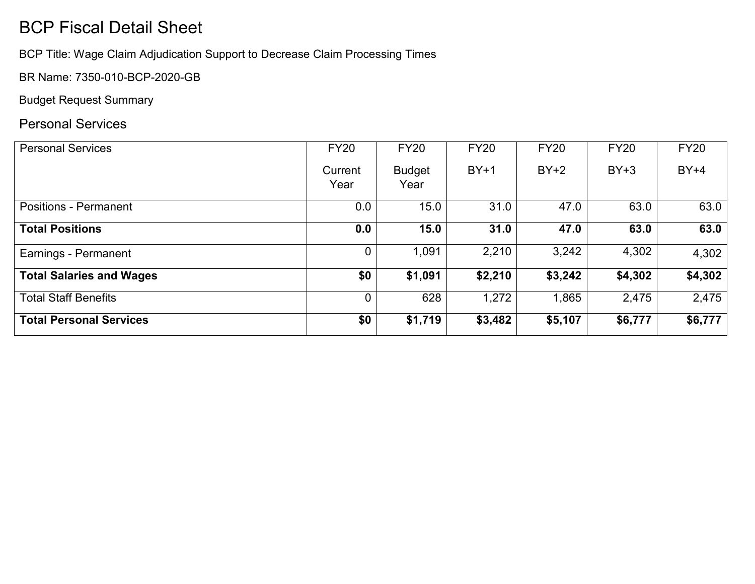# BCP Fiscal Detail Sheet

BCP Title: Wage Claim Adjudication Support to Decrease Claim Processing Times

BR Name: 7350-010-BCP-2020-GB

Budget Request Summary

## Personal Services

| Personal Services | FY20 Current Year | FY20 Budget Year | FY20 BY+1 | FY20 BY+2 | FY20 BY+3 | FY20 BY+4 |
|---|---|---|---|---|---|---|
| Positions - Permanent | 0.0 | 15.0 | 31.0 | 47.0 | 63.0 | 63.0 |
| **Total Positions** | **0.0** | **15.0** | **31.0** | **47.0** | **63.0** | **63.0** |
| Earnings - Permanent | 0 | 1,091 | 2,210 | 3,242 | 4,302 | 4,302 |
| **Total Salaries and Wages** | **$0** | **$1,091** | **$2,210** | **$3,242** | **$4,302** | **$4,302** |
| Total Staff Benefits | 0 | 628 | 1,272 | 1,865 | 2,475 | 2,475 |
| **Total Personal Services** | **$0** | **$1,719** | **$3,482** | **$5,107** | **$6,777** | **$6,777** |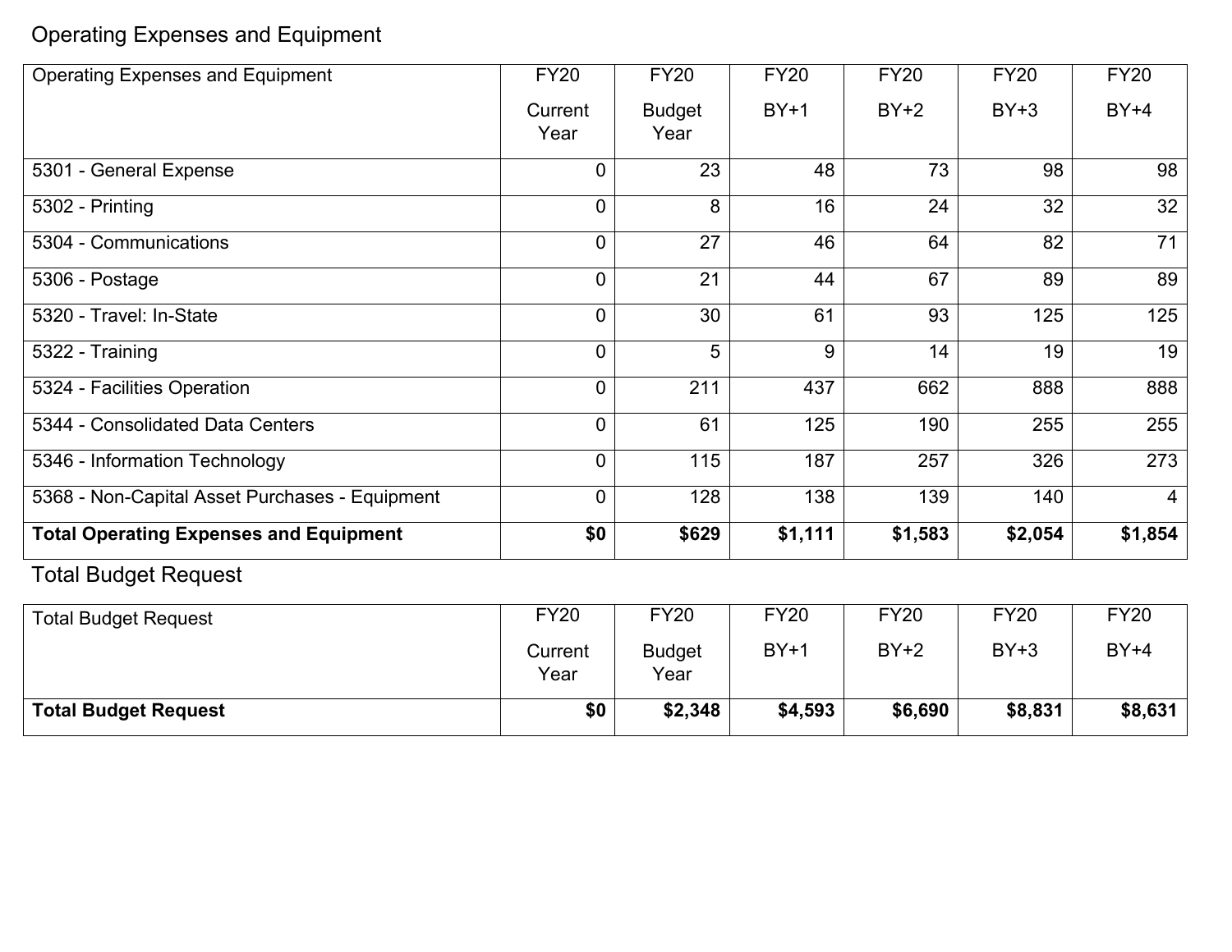## Operating Expenses and Equipment

| Operating Expenses and Equipment | FY20 Current Year | FY20 Budget Year | FY20 BY+1 | FY20 BY+2 | FY20 BY+3 | FY20 BY+4 |
|---|---|---|---|---|---|---|
| 5301 - General Expense | 0 | 23 | 48 | 73 | 98 | 98 |
| 5302 - Printing | 0 | 8 | 16 | 24 | 32 | 32 |
| 5304 - Communications | 0 | 27 | 46 | 64 | 82 | 71 |
| 5306 - Postage | 0 | 21 | 44 | 67 | 89 | 89 |
| 5320 - Travel: In-State | 0 | 30 | 61 | 93 | 125 | 125 |
| 5322 - Training | 0 | 5 | 9 | 14 | 19 | 19 |
| 5324 - Facilities Operation | 0 | 211 | 437 | 662 | 888 | 888 |
| 5344 - Consolidated Data Centers | 0 | 61 | 125 | 190 | 255 | 255 |
| 5346 - Information Technology | 0 | 115 | 187 | 257 | 326 | 273 |
| 5368 - Non-Capital Asset Purchases - Equipment | 0 | 128 | 138 | 139 | 140 | 4 |
| **Total Operating Expenses and Equipment** | **$0** | **$629** | **$1,111** | **$1,583** | **$2,054** | **$1,854** |

## Total Budget Request

| Total Budget Request | FY20 Current Year | FY20 Budget Year | FY20 BY+1 | FY20 BY+2 | FY20 BY+3 | FY20 BY+4 |
|---|---|---|---|---|---|---|
| **Total Budget Request** | **$0** | **$2,348** | **$4,593** | **$6,690** | **$8,831** | **$8,631** |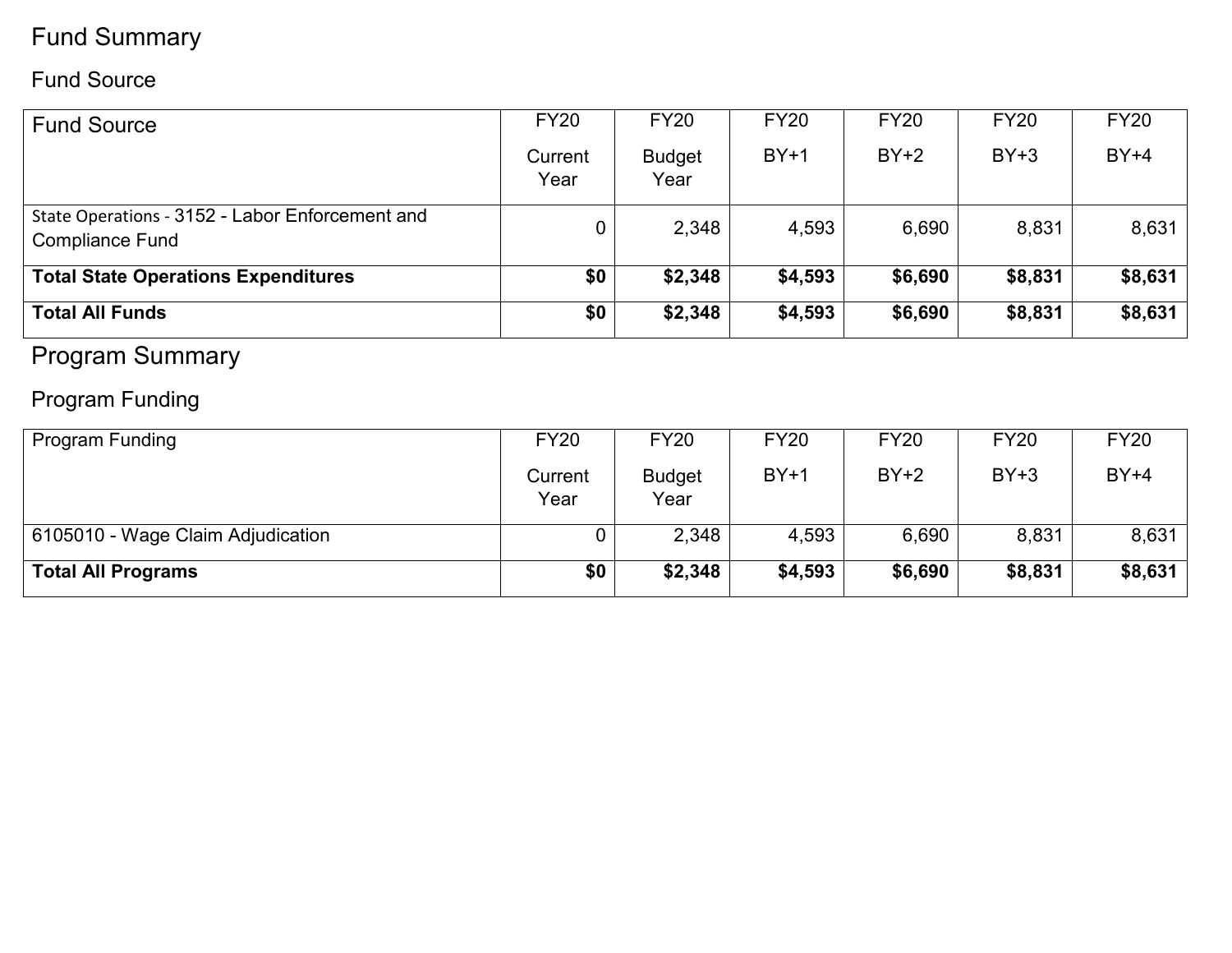# Fund Summary

## Fund Source

| Fund Source | FY20 Current Year | FY20 Budget Year | FY20 BY+1 | FY20 BY+2 | FY20 BY+3 | FY20 BY+4 |
|---|---|---|---|---|---|---|
| State Operations - 3152 - Labor Enforcement and Compliance Fund | 0 | 2,348 | 4,593 | 6,690 | 8,831 | 8,631 |
| **Total State Operations Expenditures** | **$0** | **$2,348** | **$4,593** | **$6,690** | **$8,831** | **$8,631** |
| **Total All Funds** | **$0** | **$2,348** | **$4,593** | **$6,690** | **$8,831** | **$8,631** |

# Program Summary

## Program Funding

| Program Funding | FY20 Current Year | FY20 Budget Year | FY20 BY+1 | FY20 BY+2 | FY20 BY+3 | FY20 BY+4 |
|---|---|---|---|---|---|---|
| 6105010 - Wage Claim Adjudication | 0 | 2,348 | 4,593 | 6,690 | 8,831 | 8,631 |
| **Total All Programs** | **$0** | **$2,348** | **$4,593** | **$6,690** | **$8,831** | **$8,631** |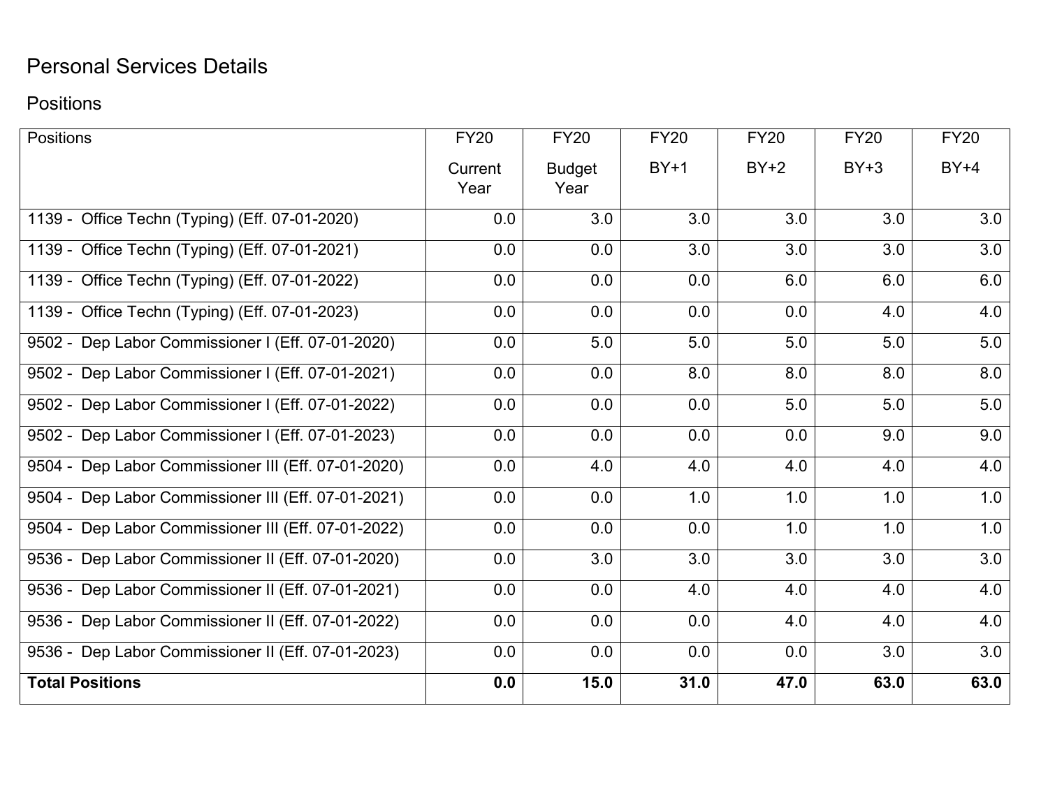# Personal Services Details

## Positions

| Positions | FY20 Current Year | FY20 Budget Year | FY20 BY+1 | FY20 BY+2 | FY20 BY+3 | FY20 BY+4 |
|---|---|---|---|---|---|---|
| 1139 - Office Techn (Typing) (Eff. 07-01-2020) | 0.0 | 3.0 | 3.0 | 3.0 | 3.0 | 3.0 |
| 1139 - Office Techn (Typing) (Eff. 07-01-2021) | 0.0 | 0.0 | 3.0 | 3.0 | 3.0 | 3.0 |
| 1139 - Office Techn (Typing) (Eff. 07-01-2022) | 0.0 | 0.0 | 0.0 | 6.0 | 6.0 | 6.0 |
| 1139 - Office Techn (Typing) (Eff. 07-01-2023) | 0.0 | 0.0 | 0.0 | 0.0 | 4.0 | 4.0 |
| 9502 - Dep Labor Commissioner I (Eff. 07-01-2020) | 0.0 | 5.0 | 5.0 | 5.0 | 5.0 | 5.0 |
| 9502 - Dep Labor Commissioner I (Eff. 07-01-2021) | 0.0 | 0.0 | 8.0 | 8.0 | 8.0 | 8.0 |
| 9502 - Dep Labor Commissioner I (Eff. 07-01-2022) | 0.0 | 0.0 | 0.0 | 5.0 | 5.0 | 5.0 |
| 9502 - Dep Labor Commissioner I (Eff. 07-01-2023) | 0.0 | 0.0 | 0.0 | 0.0 | 9.0 | 9.0 |
| 9504 - Dep Labor Commissioner III (Eff. 07-01-2020) | 0.0 | 4.0 | 4.0 | 4.0 | 4.0 | 4.0 |
| 9504 - Dep Labor Commissioner III (Eff. 07-01-2021) | 0.0 | 0.0 | 1.0 | 1.0 | 1.0 | 1.0 |
| 9504 - Dep Labor Commissioner III (Eff. 07-01-2022) | 0.0 | 0.0 | 0.0 | 1.0 | 1.0 | 1.0 |
| 9536 - Dep Labor Commissioner II (Eff. 07-01-2020) | 0.0 | 3.0 | 3.0 | 3.0 | 3.0 | 3.0 |
| 9536 - Dep Labor Commissioner II (Eff. 07-01-2021) | 0.0 | 0.0 | 4.0 | 4.0 | 4.0 | 4.0 |
| 9536 - Dep Labor Commissioner II (Eff. 07-01-2022) | 0.0 | 0.0 | 0.0 | 4.0 | 4.0 | 4.0 |
| 9536 - Dep Labor Commissioner II (Eff. 07-01-2023) | 0.0 | 0.0 | 0.0 | 0.0 | 3.0 | 3.0 |
| **Total Positions** | **0.0** | **15.0** | **31.0** | **47.0** | **63.0** | **63.0** |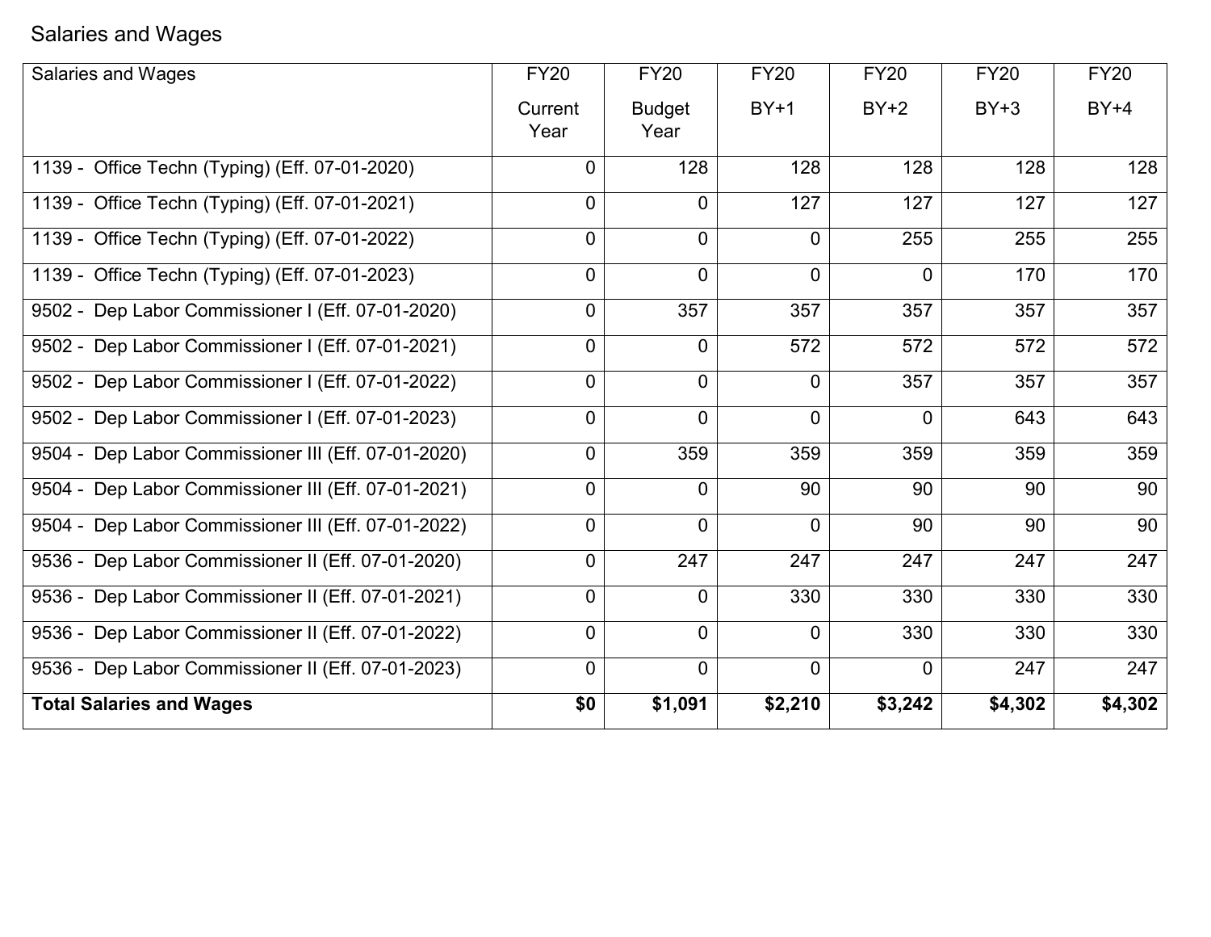Salaries and Wages

| Salaries and Wages | FY20 Current Year | FY20 Budget Year | FY20 BY+1 | FY20 BY+2 | FY20 BY+3 | FY20 BY+4 |
|---|---|---|---|---|---|---|
| 1139 - Office Techn (Typing) (Eff. 07-01-2020) | 0 | 128 | 128 | 128 | 128 | 128 |
| 1139 - Office Techn (Typing) (Eff. 07-01-2021) | 0 | 0 | 127 | 127 | 127 | 127 |
| 1139 - Office Techn (Typing) (Eff. 07-01-2022) | 0 | 0 | 0 | 255 | 255 | 255 |
| 1139 - Office Techn (Typing) (Eff. 07-01-2023) | 0 | 0 | 0 | 0 | 170 | 170 |
| 9502 - Dep Labor Commissioner I (Eff. 07-01-2020) | 0 | 357 | 357 | 357 | 357 | 357 |
| 9502 - Dep Labor Commissioner I (Eff. 07-01-2021) | 0 | 0 | 572 | 572 | 572 | 572 |
| 9502 - Dep Labor Commissioner I (Eff. 07-01-2022) | 0 | 0 | 0 | 357 | 357 | 357 |
| 9502 - Dep Labor Commissioner I (Eff. 07-01-2023) | 0 | 0 | 0 | 0 | 643 | 643 |
| 9504 - Dep Labor Commissioner III (Eff. 07-01-2020) | 0 | 359 | 359 | 359 | 359 | 359 |
| 9504 - Dep Labor Commissioner III (Eff. 07-01-2021) | 0 | 0 | 90 | 90 | 90 | 90 |
| 9504 - Dep Labor Commissioner III (Eff. 07-01-2022) | 0 | 0 | 0 | 90 | 90 | 90 |
| 9536 - Dep Labor Commissioner II (Eff. 07-01-2020) | 0 | 247 | 247 | 247 | 247 | 247 |
| 9536 - Dep Labor Commissioner II (Eff. 07-01-2021) | 0 | 0 | 330 | 330 | 330 | 330 |
| 9536 - Dep Labor Commissioner II (Eff. 07-01-2022) | 0 | 0 | 0 | 330 | 330 | 330 |
| 9536 - Dep Labor Commissioner II (Eff. 07-01-2023) | 0 | 0 | 0 | 0 | 247 | 247 |
| **Total Salaries and Wages** | **$0** | **$1,091** | **$2,210** | **$3,242** | **$4,302** | **$4,302** |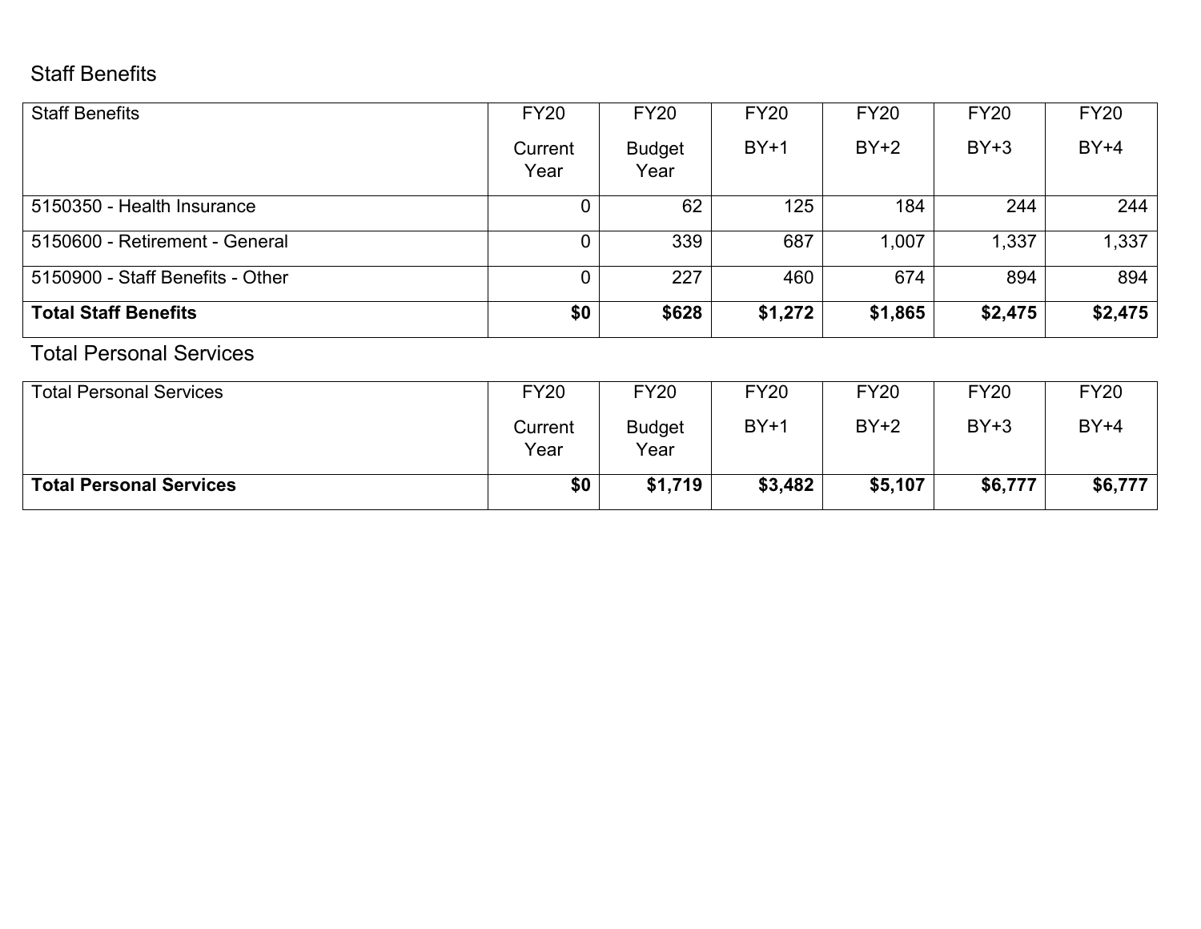## Staff Benefits

| Staff Benefits | FY20 Current Year | FY20 Budget Year | FY20 BY+1 | FY20 BY+2 | FY20 BY+3 | FY20 BY+4 |
|---|---|---|---|---|---|---|
| 5150350 - Health Insurance | 0 | 62 | 125 | 184 | 244 | 244 |
| 5150600 - Retirement - General | 0 | 339 | 687 | 1,007 | 1,337 | 1,337 |
| 5150900 - Staff Benefits - Other | 0 | 227 | 460 | 674 | 894 | 894 |
| **Total Staff Benefits** | **$0** | **$628** | **$1,272** | **$1,865** | **$2,475** | **$2,475** |

## Total Personal Services

| Total Personal Services | FY20 Current Year | FY20 Budget Year | FY20 BY+1 | FY20 BY+2 | FY20 BY+3 | FY20 BY+4 |
|---|---|---|---|---|---|---|
| **Total Personal Services** | **$0** | **$1,719** | **$3,482** | **$5,107** | **$6,777** | **$6,777** |